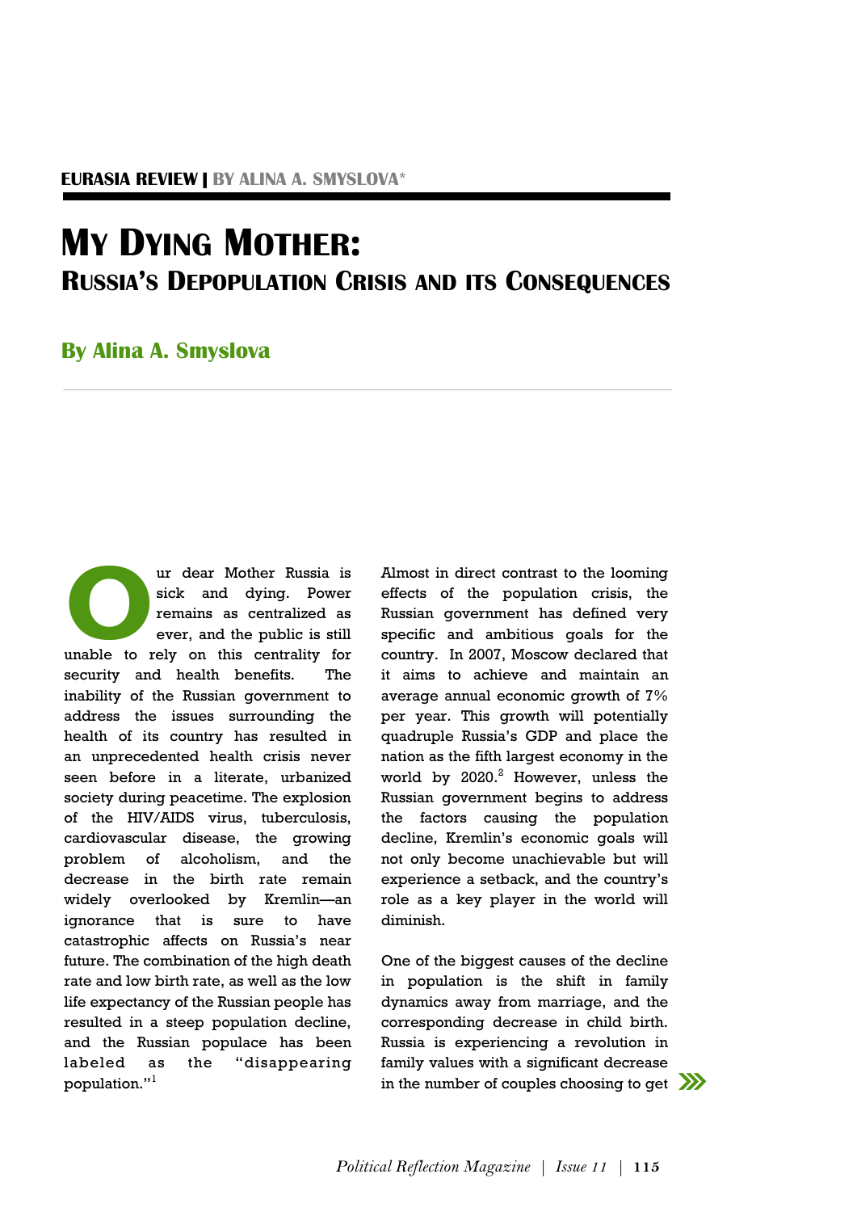# My Dying Mother:

## Russia's Depopulation Crisis and its Consequences

### By Alina A. Smyslova

Our dear Mother Russia is sick and dying. Power remains as centralized as ever, and the public is still unable to rely on this centrality for security and health benefits. The inability of the Russian government to address the issues surrounding the health of its country has resulted in an unprecedented health crisis never seen before in a literate, urbanized society during peacetime. The explosion of the HIV/AIDS virus, tuberculosis, cardiovascular disease, the growing problem of alcoholism, and the decrease in the birth rate remain widely overlooked by Kremlin—an ignorance that is sure to have catastrophic affects on Russia's near future. The combination of the high death rate and low birth rate, as well as the low life expectancy of the Russian people has resulted in a steep population decline, and the Russian populace has been labeled as the "disappearing population."[1]

Almost in direct contrast to the looming effects of the population crisis, the Russian government has defined very specific and ambitious goals for the country. In 2007, Moscow declared that it aims to achieve and maintain an average annual economic growth of 7% per year. This growth will potentially quadruple Russia's GDP and place the nation as the fifth largest economy in the world by 2020.[2] However, unless the Russian government begins to address the factors causing the population decline, Kremlin's economic goals will not only become unachievable but will experience a setback, and the country's role as a key player in the world will diminish.

One of the biggest causes of the decline in population is the shift in family dynamics away from marriage, and the corresponding decrease in child birth. Russia is experiencing a revolution in family values with a significant decrease in the number of couples choosing to get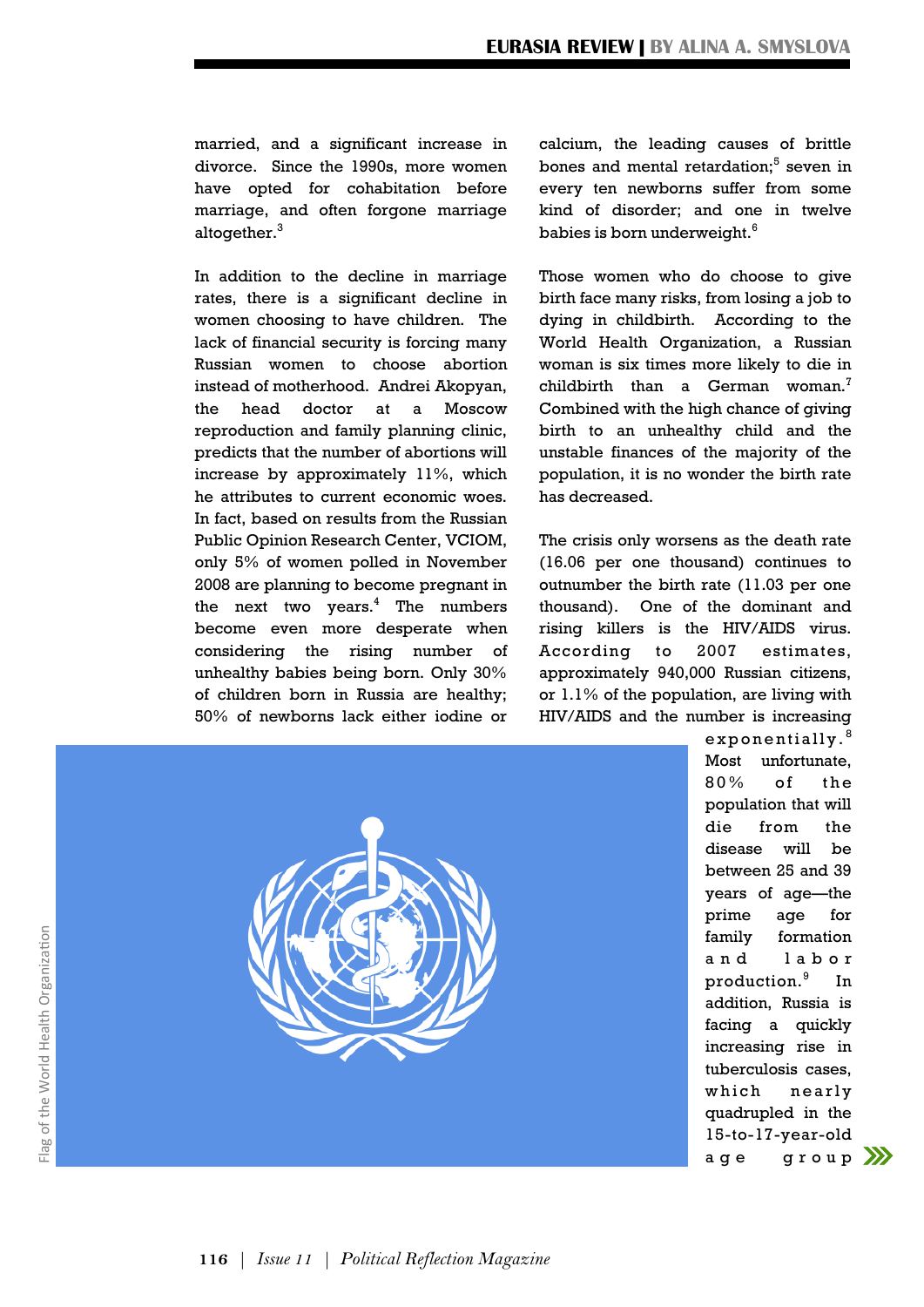married, and a significant increase in divorce. Since the 1990s, more women have opted for cohabitation before marriage, and often forgone marriage altogether.[3]

In addition to the decline in marriage rates, there is a significant decline in women choosing to have children. The lack of financial security is forcing many Russian women to choose abortion instead of motherhood. Andrei Akopyan, the head doctor at a Moscow reproduction and family planning clinic, predicts that the number of abortions will increase by approximately 11%, which he attributes to current economic woes. In fact, based on results from the Russian Public Opinion Research Center, VCIOM, only 5% of women polled in November 2008 are planning to become pregnant in the next two years.[4] The numbers become even more desperate when considering the rising number of unhealthy babies being born. Only 30% of children born in Russia are healthy; 50% of newborns lack either iodine or calcium, the leading causes of brittle bones and mental retardation;[5] seven in every ten newborns suffer from some kind of disorder; and one in twelve babies is born underweight.[6]

Those women who do choose to give birth face many risks, from losing a job to dying in childbirth. According to the World Health Organization, a Russian woman is six times more likely to die in childbirth than a German woman.[7] Combined with the high chance of giving birth to an unhealthy child and the unstable finances of the majority of the population, it is no wonder the birth rate has decreased.

The crisis only worsens as the death rate (16.06 per one thousand) continues to outnumber the birth rate (11.03 per one thousand). One of the dominant and rising killers is the HIV/AIDS virus. According to 2007 estimates, approximately 940,000 Russian citizens, or 1.1% of the population, are living with HIV/AIDS and the number is increasing exponentially.[8] Most unfortunate, 80% of the population that will die from the disease will be between 25 and 39 years of age—the prime age for family formation and labor production.[9] In addition, Russia is facing a quickly increasing rise in tuberculosis cases, which nearly quadrupled in the 15-to-17-year-old age group

Flag of the World Health Organization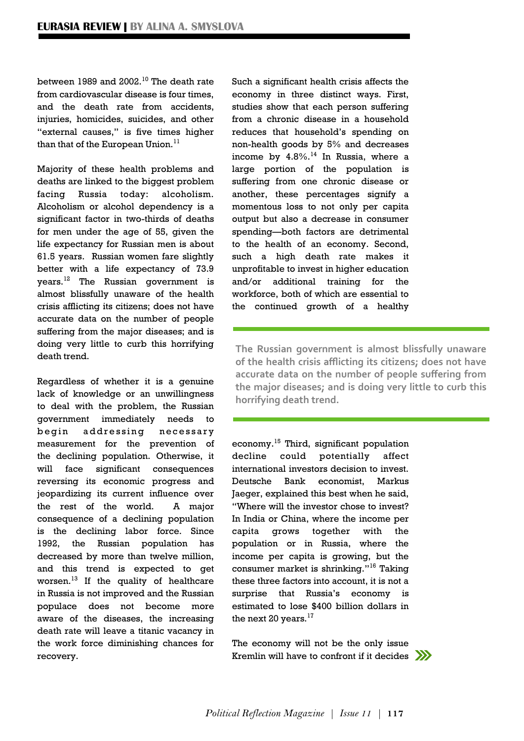between 1989 and 2002.[10] The death rate from cardiovascular disease is four times, and the death rate from accidents, injuries, homicides, suicides, and other "external causes," is five times higher than that of the European Union.[11]

Majority of these health problems and deaths are linked to the biggest problem facing Russia today: alcoholism. Alcoholism or alcohol dependency is a significant factor in two-thirds of deaths for men under the age of 55, given the life expectancy for Russian men is about 61.5 years. Russian women fare slightly better with a life expectancy of 73.9 years.[12] The Russian government is almost blissfully unaware of the health crisis afflicting its citizens; does not have accurate data on the number of people suffering from the major diseases; and is doing very little to curb this horrifying death trend.

Regardless of whether it is a genuine lack of knowledge or an unwillingness to deal with the problem, the Russian government immediately needs to begin addressing necessary measurement for the prevention of the declining population. Otherwise, it will face significant consequences reversing its economic progress and jeopardizing its current influence over the rest of the world. A major consequence of a declining population is the declining labor force. Since 1992, the Russian population has decreased by more than twelve million, and this trend is expected to get worsen.[13] If the quality of healthcare in Russia is not improved and the Russian populace does not become more aware of the diseases, the increasing death rate will leave a titanic vacancy in the work force diminishing chances for recovery.

Such a significant health crisis affects the economy in three distinct ways. First, studies show that each person suffering from a chronic disease in a household reduces that household's spending on non-health goods by 5% and decreases income by 4.8%.[14] In Russia, where a large portion of the population is suffering from one chronic disease or another, these percentages signify a momentous loss to not only per capita output but also a decrease in consumer spending—both factors are detrimental to the health of an economy. Second, such a high death rate makes it unprofitable to invest in higher education and/or additional training for the workforce, both of which are essential to the continued growth of a healthy economy.[15] Third, significant population decline could potentially affect international investors decision to invest. Deutsche Bank economist, Markus Jaeger, explained this best when he said, "Where will the investor chose to invest? In India or China, where the income per capita grows together with the population or in Russia, where the income per capita is growing, but the consumer market is shrinking."[16] Taking these three factors into account, it is not a surprise that Russia's economy is estimated to lose $400 billion dollars in the next 20 years.[17]

> **The Russian government is almost blissfully unaware of the health crisis afflicting its citizens; does not have accurate data on the number of people suffering from the major diseases; and is doing very little to curb this horrifying death trend.**

The economy will not be the only issue Kremlin will have to confront if it decides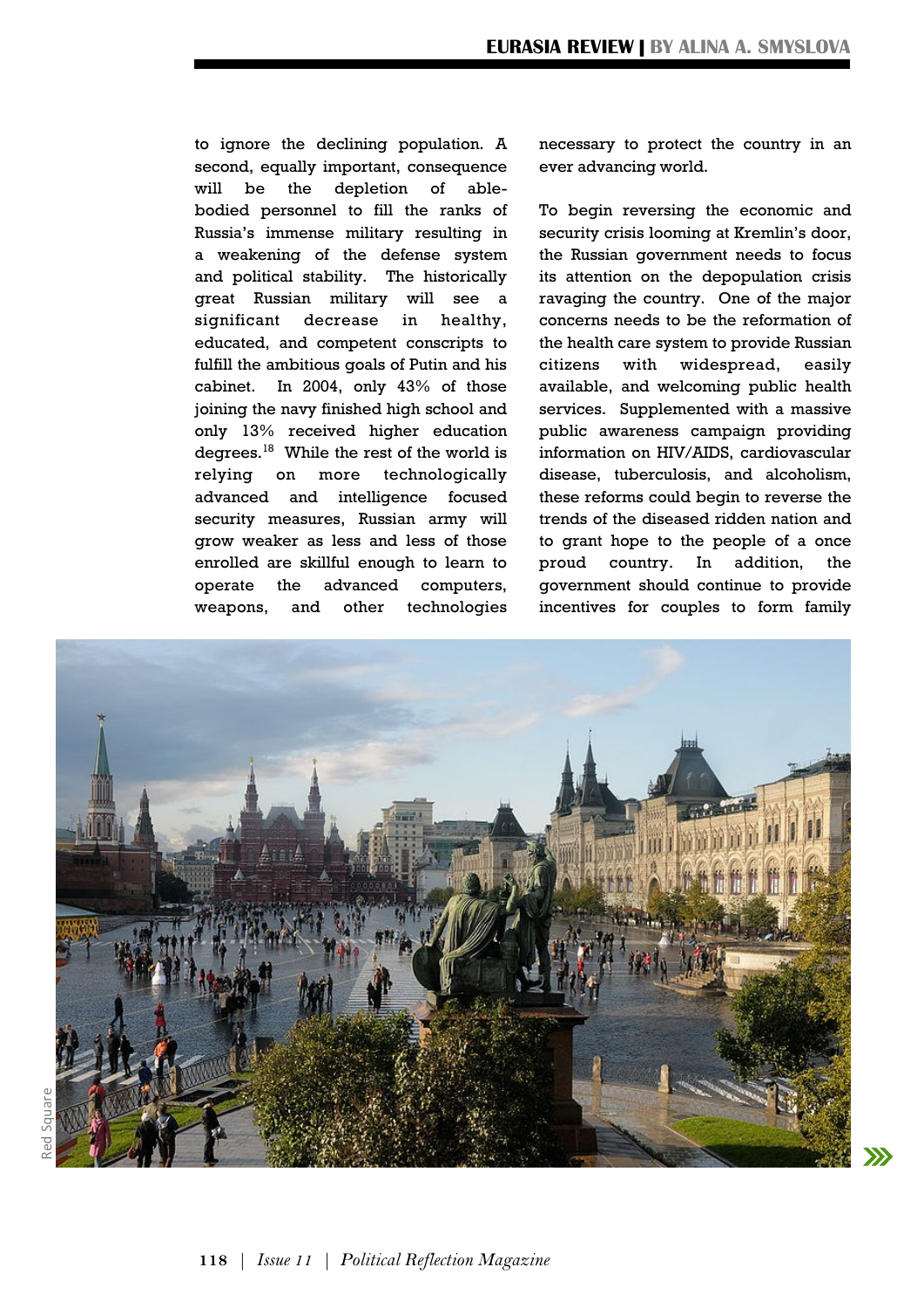to ignore the declining population. A second, equally important, consequence will be the depletion of able-bodied personnel to fill the ranks of Russia's immense military resulting in a weakening of the defense system and political stability. The historically great Russian military will see a significant decrease in healthy, educated, and competent conscripts to fulfill the ambitious goals of Putin and his cabinet. In 2004, only 43% of those joining the navy finished high school and only 13% received higher education degrees.[18] While the rest of the world is relying on more technologically advanced and intelligence focused security measures, Russian army will grow weaker as less and less of those enrolled are skillful enough to learn to operate the advanced computers, weapons, and other technologies necessary to protect the country in an ever advancing world.

To begin reversing the economic and security crisis looming at Kremlin's door, the Russian government needs to focus its attention on the depopulation crisis ravaging the country. One of the major concerns needs to be the reformation of the health care system to provide Russian citizens with widespread, easily available, and welcoming public health services. Supplemented with a massive public awareness campaign providing information on HIV/AIDS, cardiovascular disease, tuberculosis, and alcoholism, these reforms could begin to reverse the trends of the diseased ridden nation and to grant hope to the people of a once proud country. In addition, the government should continue to provide incentives for couples to form family

Red Square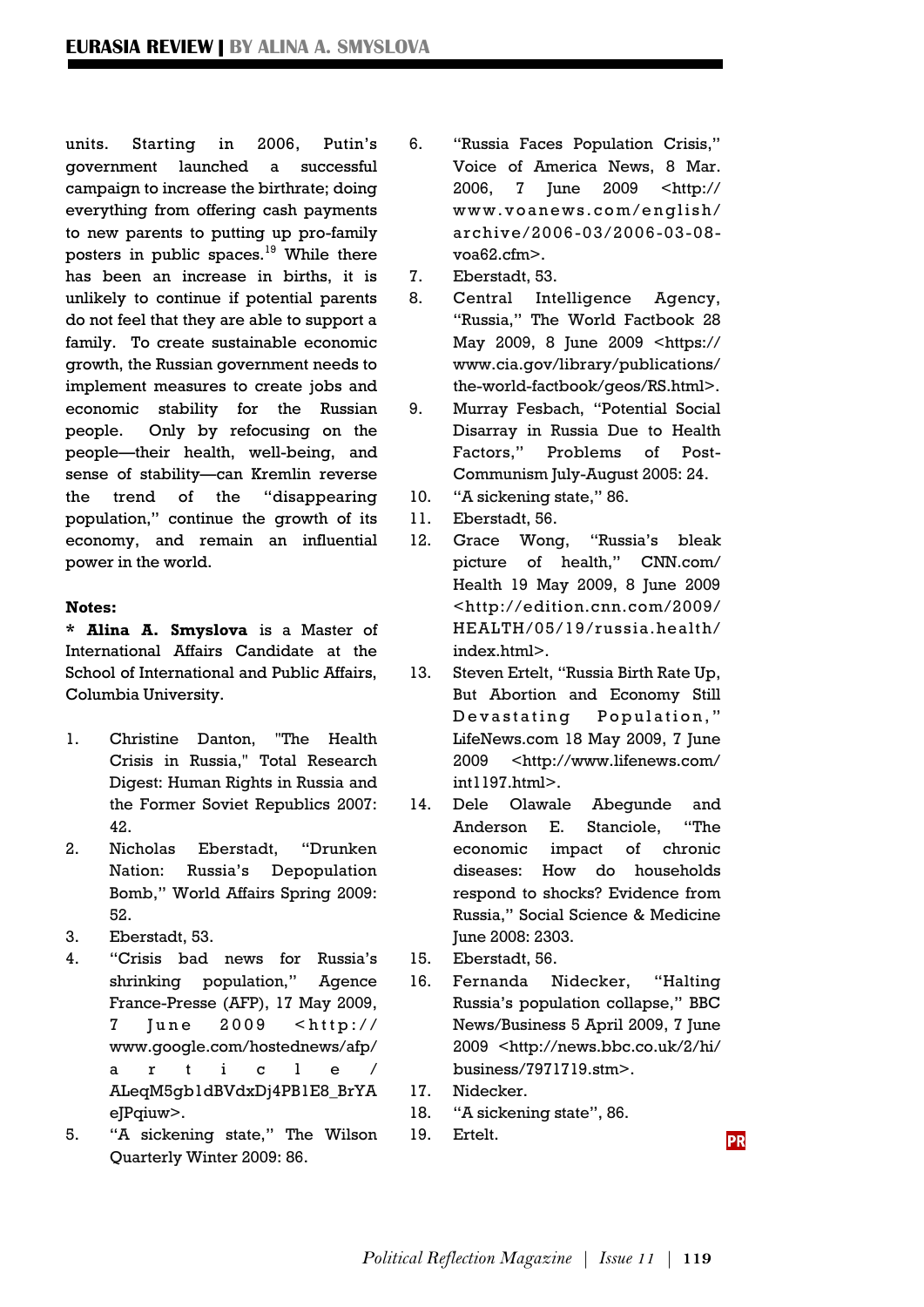units. Starting in 2006, Putin's government launched a successful campaign to increase the birthrate; doing everything from offering cash payments to new parents to putting up pro-family posters in public spaces.[19] While there has been an increase in births, it is unlikely to continue if potential parents do not feel that they are able to support a family. To create sustainable economic growth, the Russian government needs to implement measures to create jobs and economic stability for the Russian people. Only by refocusing on the people—their health, well-being, and sense of stability—can Kremlin reverse the trend of the "disappearing population," continue the growth of its economy, and remain an influential power in the world.

**Notes:**

\* **Alina A. Smyslova** is a Master of International Affairs Candidate at the School of International and Public Affairs, Columbia University.

1. Christine Danton, "The Health Crisis in Russia," Total Research Digest: Human Rights in Russia and the Former Soviet Republics 2007: 42.
2. Nicholas Eberstadt, "Drunken Nation: Russia's Depopulation Bomb," World Affairs Spring 2009: 52.
3. Eberstadt, 53.
4. "Crisis bad news for Russia's shrinking population," Agence France-Presse (AFP), 17 May 2009, 7 June 2009 <http://www.google.com/hostednews/afp/article/ALeqM5gb1dBVdxDj4PB1E8_BrYAeJPqiuw>.
5. "A sickening state," The Wilson Quarterly Winter 2009: 86.
6. "Russia Faces Population Crisis," Voice of America News, 8 Mar. 2006, 7 June 2009 <http://www.voanews.com/english/archive/2006-03/2006-03-08-voa62.cfm>.
7. Eberstadt, 53.
8. Central Intelligence Agency, "Russia," The World Factbook 28 May 2009, 8 June 2009 <https://www.cia.gov/library/publications/the-world-factbook/geos/RS.html>.
9. Murray Fesbach, "Potential Social Disarray in Russia Due to Health Factors," Problems of Post-Communism July-August 2005: 24.
10. "A sickening state," 86.
11. Eberstadt, 56.
12. Grace Wong, "Russia's bleak picture of health," CNN.com/Health 19 May 2009, 8 June 2009 <http://edition.cnn.com/2009/HEALTH/05/19/russia.health/index.html>.
13. Steven Ertelt, "Russia Birth Rate Up, But Abortion and Economy Still Devastating Population," LifeNews.com 18 May 2009, 7 June 2009 <http://www.lifenews.com/int1197.html>.
14. Dele Olawale Abegunde and Anderson E. Stanciole, "The economic impact of chronic diseases: How do households respond to shocks? Evidence from Russia," Social Science & Medicine June 2008: 2303.
15. Eberstadt, 56.
16. Fernanda Nidecker, "Halting Russia's population collapse," BBC News/Business 5 April 2009, 7 June 2009 <http://news.bbc.co.uk/2/hi/business/7971719.stm>.
17. Nidecker.
18. "A sickening state", 86.
19. Ertelt.